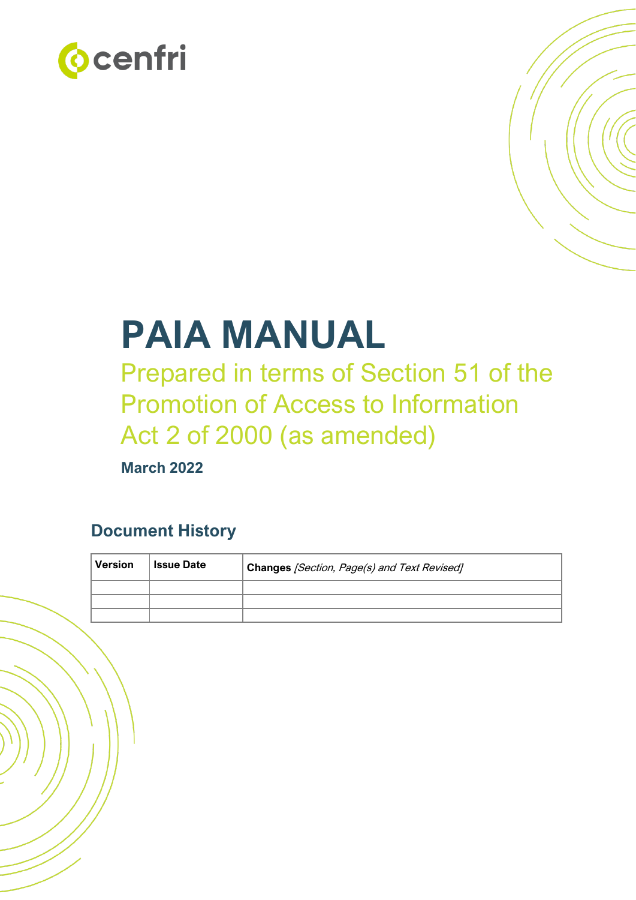cenfri

# PAIA MANUAL

## Prepared in terms of Section 51 of the Promotion of Access to Information Act 2 of 2000 (as amended)

**March 2022**

## Document History

| Version | Issue Date | **Changes** *[Section, Page(s) and Text Revised]* |
|---|---|---|
| | | |
| | | |
| | | |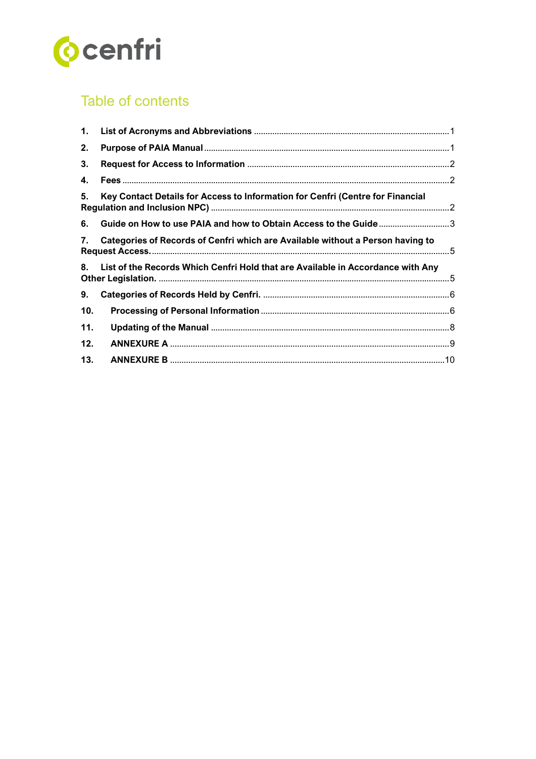## Table of contents

1. **List of Acronyms and Abbreviations** ..... 1
2. **Purpose of PAIA Manual** ..... 1
3. **Request for Access to Information** ..... 2
4. **Fees** ..... 2
5. **Key Contact Details for Access to Information for Cenfri (Centre for Financial Regulation and Inclusion NPC)** ..... 2
6. **Guide on How to use PAIA and how to Obtain Access to the Guide** ..... 3
7. **Categories of Records of Cenfri which are Available without a Person having to Request Access.** ..... 5
8. **List of the Records Which Cenfri Hold that are Available in Accordance with Any Other Legislation.** ..... 5
9. **Categories of Records Held by Cenfri.** ..... 6
10. **Processing of Personal Information** ..... 6
11. **Updating of the Manual** ..... 8
12. **ANNEXURE A** ..... 9
13. **ANNEXURE B** ..... 10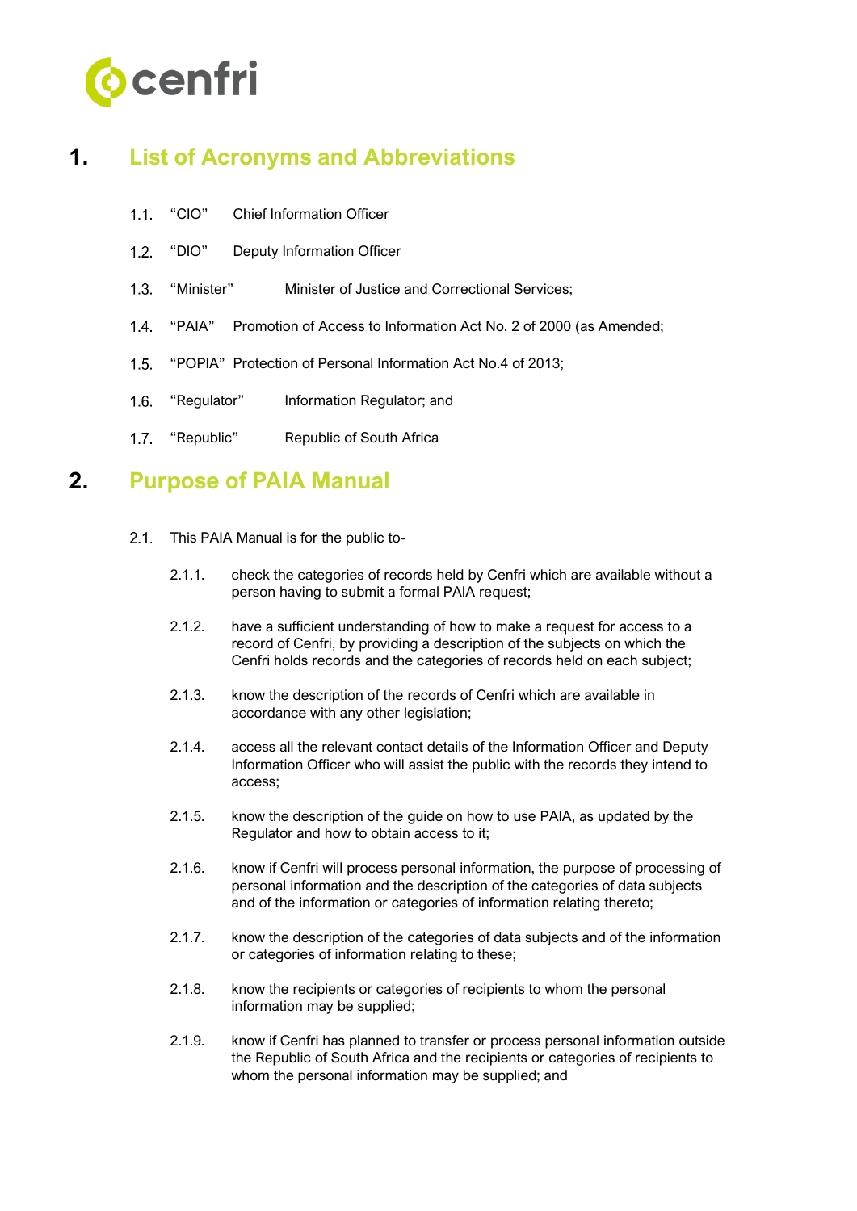# 1. List of Acronyms and Abbreviations

1.1. "CIO" Chief Information Officer

1.2. "DIO" Deputy Information Officer

1.3. "Minister" Minister of Justice and Correctional Services;

1.4. "PAIA" Promotion of Access to Information Act No. 2 of 2000 (as Amended;

1.5. "POPIA" Protection of Personal Information Act No.4 of 2013;

1.6. "Regulator" Information Regulator; and

1.7. "Republic" Republic of South Africa

# 2. Purpose of PAIA Manual

2.1. This PAIA Manual is for the public to-

2.1.1. check the categories of records held by Cenfri which are available without a person having to submit a formal PAIA request;

2.1.2. have a sufficient understanding of how to make a request for access to a record of Cenfri, by providing a description of the subjects on which the Cenfri holds records and the categories of records held on each subject;

2.1.3. know the description of the records of Cenfri which are available in accordance with any other legislation;

2.1.4. access all the relevant contact details of the Information Officer and Deputy Information Officer who will assist the public with the records they intend to access;

2.1.5. know the description of the guide on how to use PAIA, as updated by the Regulator and how to obtain access to it;

2.1.6. know if Cenfri will process personal information, the purpose of processing of personal information and the description of the categories of data subjects and of the information or categories of information relating thereto;

2.1.7. know the description of the categories of data subjects and of the information or categories of information relating to these;

2.1.8. know the recipients or categories of recipients to whom the personal information may be supplied;

2.1.9. know if Cenfri has planned to transfer or process personal information outside the Republic of South Africa and the recipients or categories of recipients to whom the personal information may be supplied; and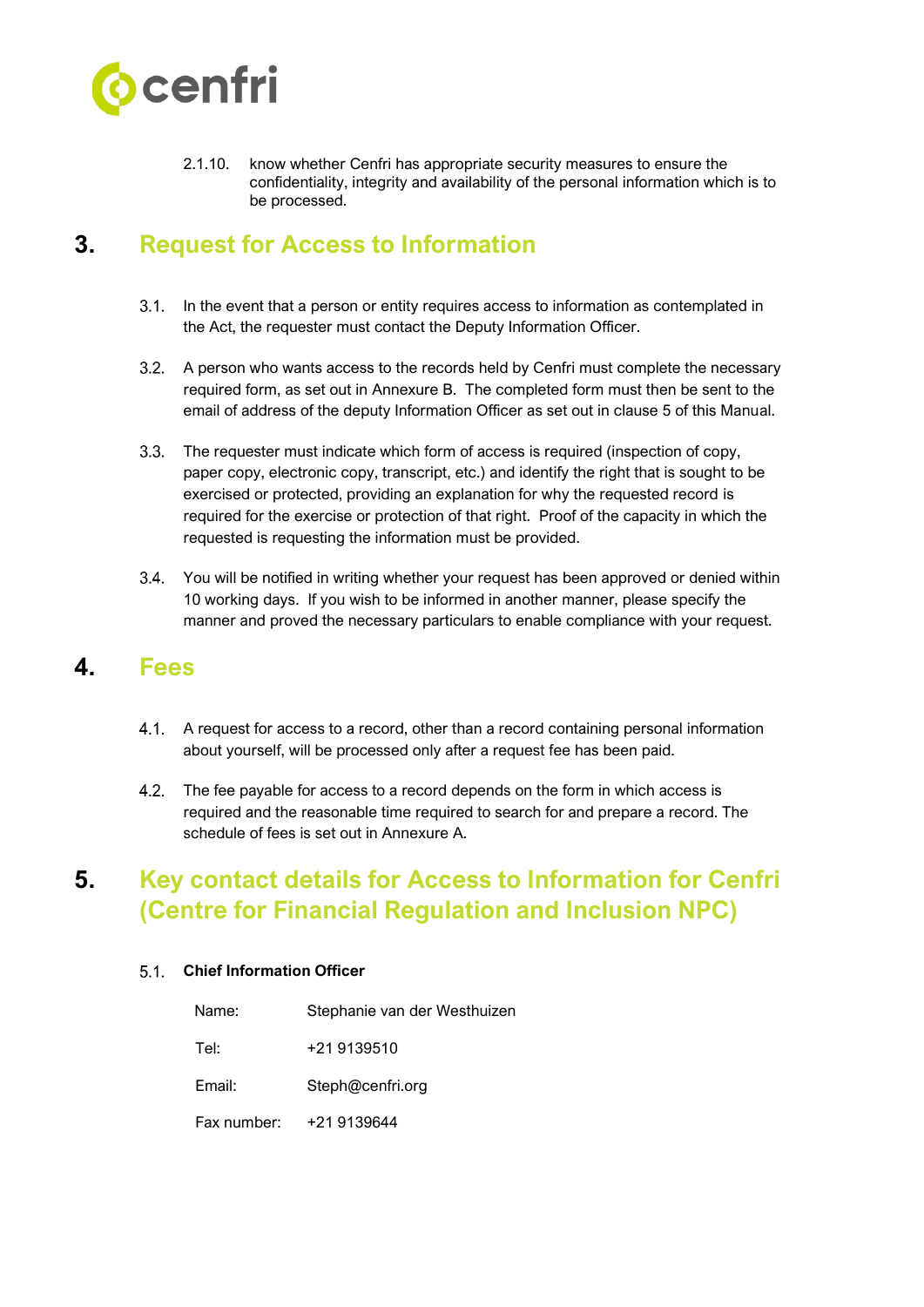2.1.10. know whether Cenfri has appropriate security measures to ensure the confidentiality, integrity and availability of the personal information which is to be processed.

## 3. Request for Access to Information

3.1. In the event that a person or entity requires access to information as contemplated in the Act, the requester must contact the Deputy Information Officer.

3.2. A person who wants access to the records held by Cenfri must complete the necessary required form, as set out in Annexure B. The completed form must then be sent to the email of address of the deputy Information Officer as set out in clause 5 of this Manual.

3.3. The requester must indicate which form of access is required (inspection of copy, paper copy, electronic copy, transcript, etc.) and identify the right that is sought to be exercised or protected, providing an explanation for why the requested record is required for the exercise or protection of that right. Proof of the capacity in which the requested is requesting the information must be provided.

3.4. You will be notified in writing whether your request has been approved or denied within 10 working days. If you wish to be informed in another manner, please specify the manner and proved the necessary particulars to enable compliance with your request.

## 4. Fees

4.1. A request for access to a record, other than a record containing personal information about yourself, will be processed only after a request fee has been paid.

4.2. The fee payable for access to a record depends on the form in which access is required and the reasonable time required to search for and prepare a record. The schedule of fees is set out in Annexure A.

## 5. Key contact details for Access to Information for Cenfri (Centre for Financial Regulation and Inclusion NPC)

5.1. **Chief Information Officer**

| | |
|---|---|
| Name: | Stephanie van der Westhuizen |
| Tel: | +21 9139510 |
| Email: | Steph@cenfri.org |
| Fax number: | +21 9139644 |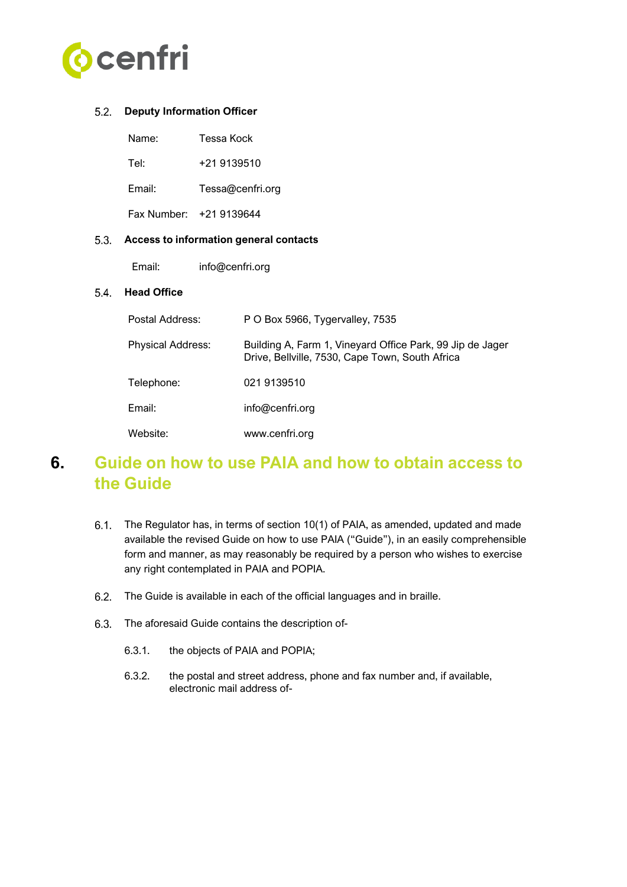### 5.2. Deputy Information Officer

Name: Tessa Kock

Tel: +21 9139510

Email: Tessa@cenfri.org

Fax Number: +21 9139644

### 5.3. Access to information general contacts

Email: info@cenfri.org

### 5.4. Head Office

| | |
|---|---|
| Postal Address: | P O Box 5966, Tygervalley, 7535 |
| Physical Address: | Building A, Farm 1, Vineyard Office Park, 99 Jip de Jager Drive, Bellville, 7530, Cape Town, South Africa |
| Telephone: | 021 9139510 |
| Email: | info@cenfri.org |
| Website: | www.cenfri.org |

## 6. Guide on how to use PAIA and how to obtain access to the Guide

6.1. The Regulator has, in terms of section 10(1) of PAIA, as amended, updated and made available the revised Guide on how to use PAIA ("Guide"), in an easily comprehensible form and manner, as may reasonably be required by a person who wishes to exercise any right contemplated in PAIA and POPIA.

6.2. The Guide is available in each of the official languages and in braille.

6.3. The aforesaid Guide contains the description of-

6.3.1. the objects of PAIA and POPIA;

6.3.2. the postal and street address, phone and fax number and, if available, electronic mail address of-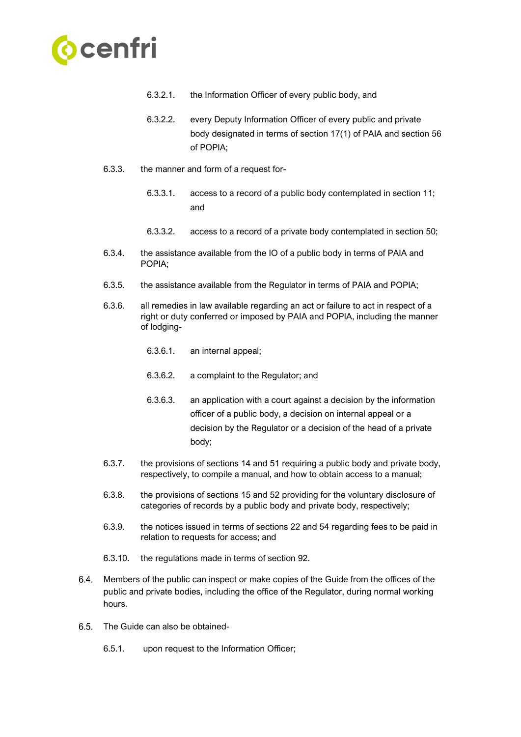6.3.2.1. the Information Officer of every public body, and

6.3.2.2. every Deputy Information Officer of every public and private body designated in terms of section 17(1) of PAIA and section 56 of POPIA;

6.3.3. the manner and form of a request for-

6.3.3.1. access to a record of a public body contemplated in section 11; and

6.3.3.2. access to a record of a private body contemplated in section 50;

6.3.4. the assistance available from the IO of a public body in terms of PAIA and POPIA;

6.3.5. the assistance available from the Regulator in terms of PAIA and POPIA;

6.3.6. all remedies in law available regarding an act or failure to act in respect of a right or duty conferred or imposed by PAIA and POPIA, including the manner of lodging-

6.3.6.1. an internal appeal;

6.3.6.2. a complaint to the Regulator; and

6.3.6.3. an application with a court against a decision by the information officer of a public body, a decision on internal appeal or a decision by the Regulator or a decision of the head of a private body;

6.3.7. the provisions of sections 14 and 51 requiring a public body and private body, respectively, to compile a manual, and how to obtain access to a manual;

6.3.8. the provisions of sections 15 and 52 providing for the voluntary disclosure of categories of records by a public body and private body, respectively;

6.3.9. the notices issued in terms of sections 22 and 54 regarding fees to be paid in relation to requests for access; and

6.3.10. the regulations made in terms of section 92.

6.4. Members of the public can inspect or make copies of the Guide from the offices of the public and private bodies, including the office of the Regulator, during normal working hours.

6.5. The Guide can also be obtained-

6.5.1. upon request to the Information Officer;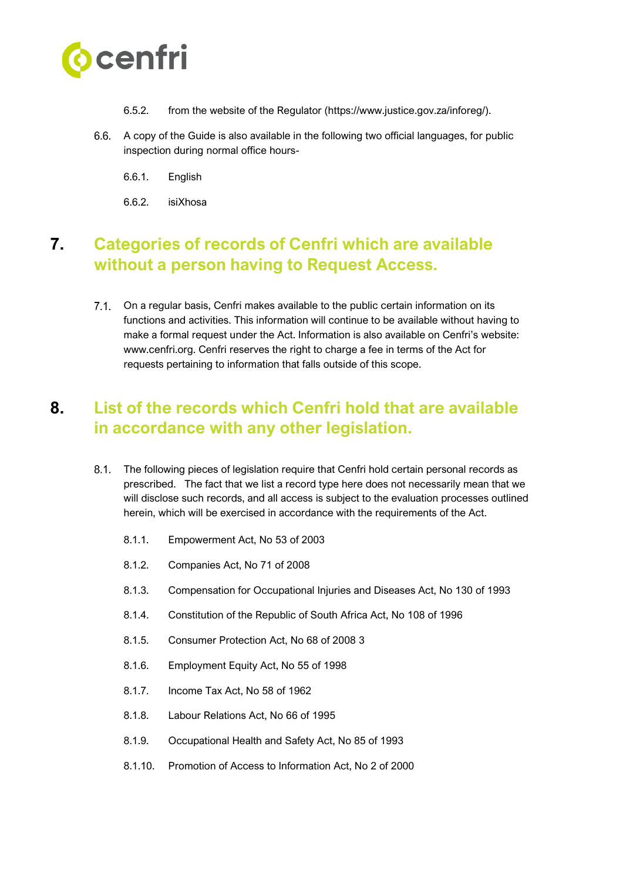6.5.2. from the website of the Regulator (https://www.justice.gov.za/inforeg/).

6.6. A copy of the Guide is also available in the following two official languages, for public inspection during normal office hours-

6.6.1. English

6.6.2. isiXhosa

## 7. Categories of records of Cenfri which are available without a person having to Request Access.

7.1. On a regular basis, Cenfri makes available to the public certain information on its functions and activities. This information will continue to be available without having to make a formal request under the Act. Information is also available on Cenfri's website: www.cenfri.org. Cenfri reserves the right to charge a fee in terms of the Act for requests pertaining to information that falls outside of this scope.

## 8. List of the records which Cenfri hold that are available in accordance with any other legislation.

8.1. The following pieces of legislation require that Cenfri hold certain personal records as prescribed. The fact that we list a record type here does not necessarily mean that we will disclose such records, and all access is subject to the evaluation processes outlined herein, which will be exercised in accordance with the requirements of the Act.

8.1.1. Empowerment Act, No 53 of 2003

8.1.2. Companies Act, No 71 of 2008

8.1.3. Compensation for Occupational Injuries and Diseases Act, No 130 of 1993

8.1.4. Constitution of the Republic of South Africa Act, No 108 of 1996

8.1.5. Consumer Protection Act, No 68 of 2008 3

8.1.6. Employment Equity Act, No 55 of 1998

8.1.7. Income Tax Act, No 58 of 1962

8.1.8. Labour Relations Act, No 66 of 1995

8.1.9. Occupational Health and Safety Act, No 85 of 1993

8.1.10. Promotion of Access to Information Act, No 2 of 2000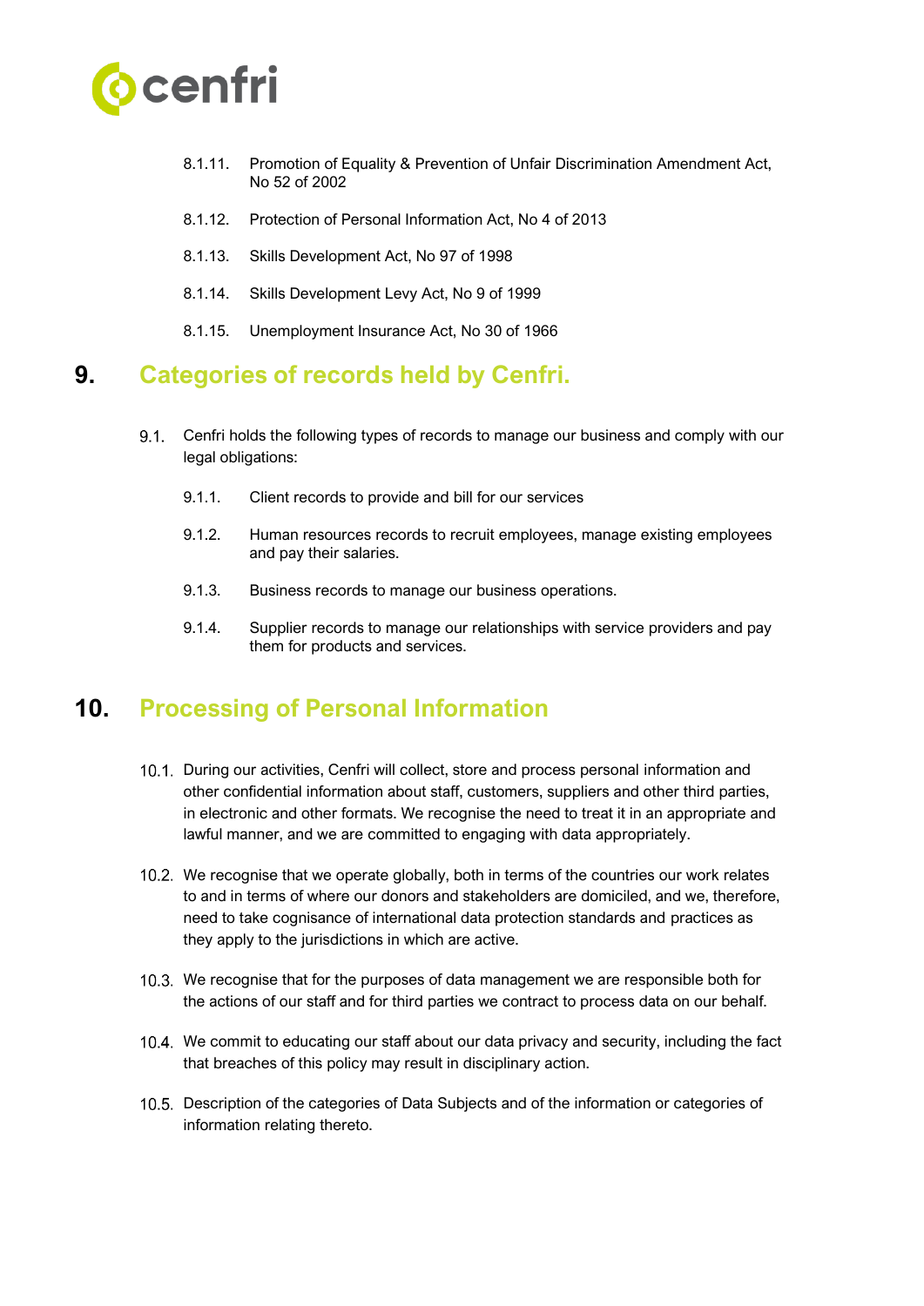8.1.11. Promotion of Equality & Prevention of Unfair Discrimination Amendment Act, No 52 of 2002

8.1.12. Protection of Personal Information Act, No 4 of 2013

8.1.13. Skills Development Act, No 97 of 1998

8.1.14. Skills Development Levy Act, No 9 of 1999

8.1.15. Unemployment Insurance Act, No 30 of 1966

## 9. Categories of records held by Cenfri.

9.1. Cenfri holds the following types of records to manage our business and comply with our legal obligations:

9.1.1. Client records to provide and bill for our services

9.1.2. Human resources records to recruit employees, manage existing employees and pay their salaries.

9.1.3. Business records to manage our business operations.

9.1.4. Supplier records to manage our relationships with service providers and pay them for products and services.

## 10. Processing of Personal Information

10.1. During our activities, Cenfri will collect, store and process personal information and other confidential information about staff, customers, suppliers and other third parties, in electronic and other formats. We recognise the need to treat it in an appropriate and lawful manner, and we are committed to engaging with data appropriately.

10.2. We recognise that we operate globally, both in terms of the countries our work relates to and in terms of where our donors and stakeholders are domiciled, and we, therefore, need to take cognisance of international data protection standards and practices as they apply to the jurisdictions in which are active.

10.3. We recognise that for the purposes of data management we are responsible both for the actions of our staff and for third parties we contract to process data on our behalf.

10.4. We commit to educating our staff about our data privacy and security, including the fact that breaches of this policy may result in disciplinary action.

10.5. Description of the categories of Data Subjects and of the information or categories of information relating thereto.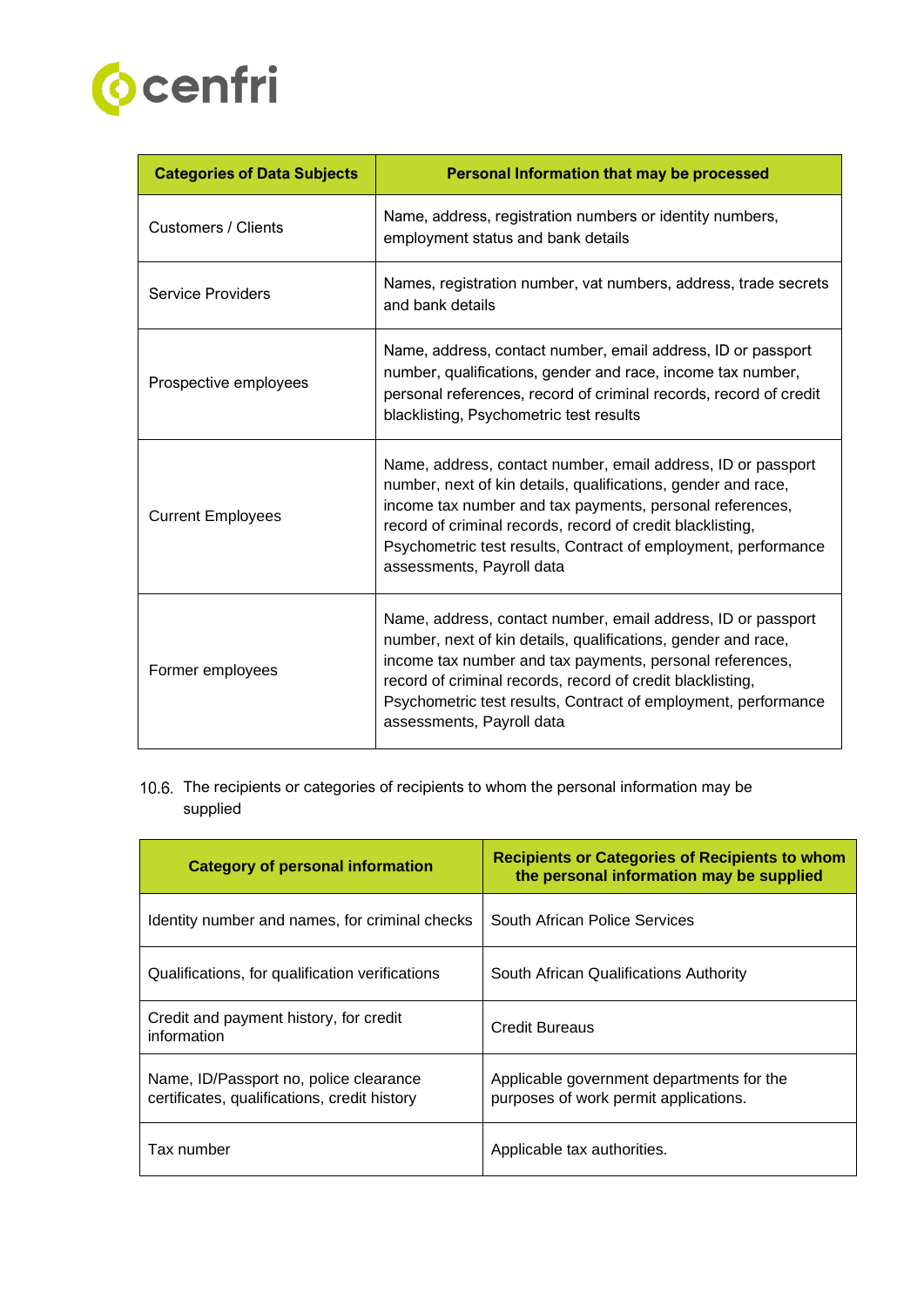| Categories of Data Subjects | Personal Information that may be processed |
|---|---|
| Customers / Clients | Name, address, registration numbers or identity numbers, employment status and bank details |
| Service Providers | Names, registration number, vat numbers, address, trade secrets and bank details |
| Prospective employees | Name, address, contact number, email address, ID or passport number, qualifications, gender and race, income tax number, personal references, record of criminal records, record of credit blacklisting, Psychometric test results |
| Current Employees | Name, address, contact number, email address, ID or passport number, next of kin details, qualifications, gender and race, income tax number and tax payments, personal references, record of criminal records, record of credit blacklisting, Psychometric test results, Contract of employment, performance assessments, Payroll data |
| Former employees | Name, address, contact number, email address, ID or passport number, next of kin details, qualifications, gender and race, income tax number and tax payments, personal references, record of criminal records, record of credit blacklisting, Psychometric test results, Contract of employment, performance assessments, Payroll data |

10.6. The recipients or categories of recipients to whom the personal information may be supplied

| Category of personal information | Recipients or Categories of Recipients to whom the personal information may be supplied |
|---|---|
| Identity number and names, for criminal checks | South African Police Services |
| Qualifications, for qualification verifications | South African Qualifications Authority |
| Credit and payment history, for credit information | Credit Bureaus |
| Name, ID/Passport no, police clearance certificates, qualifications, credit history | Applicable government departments for the purposes of work permit applications. |
| Tax number | Applicable tax authorities. |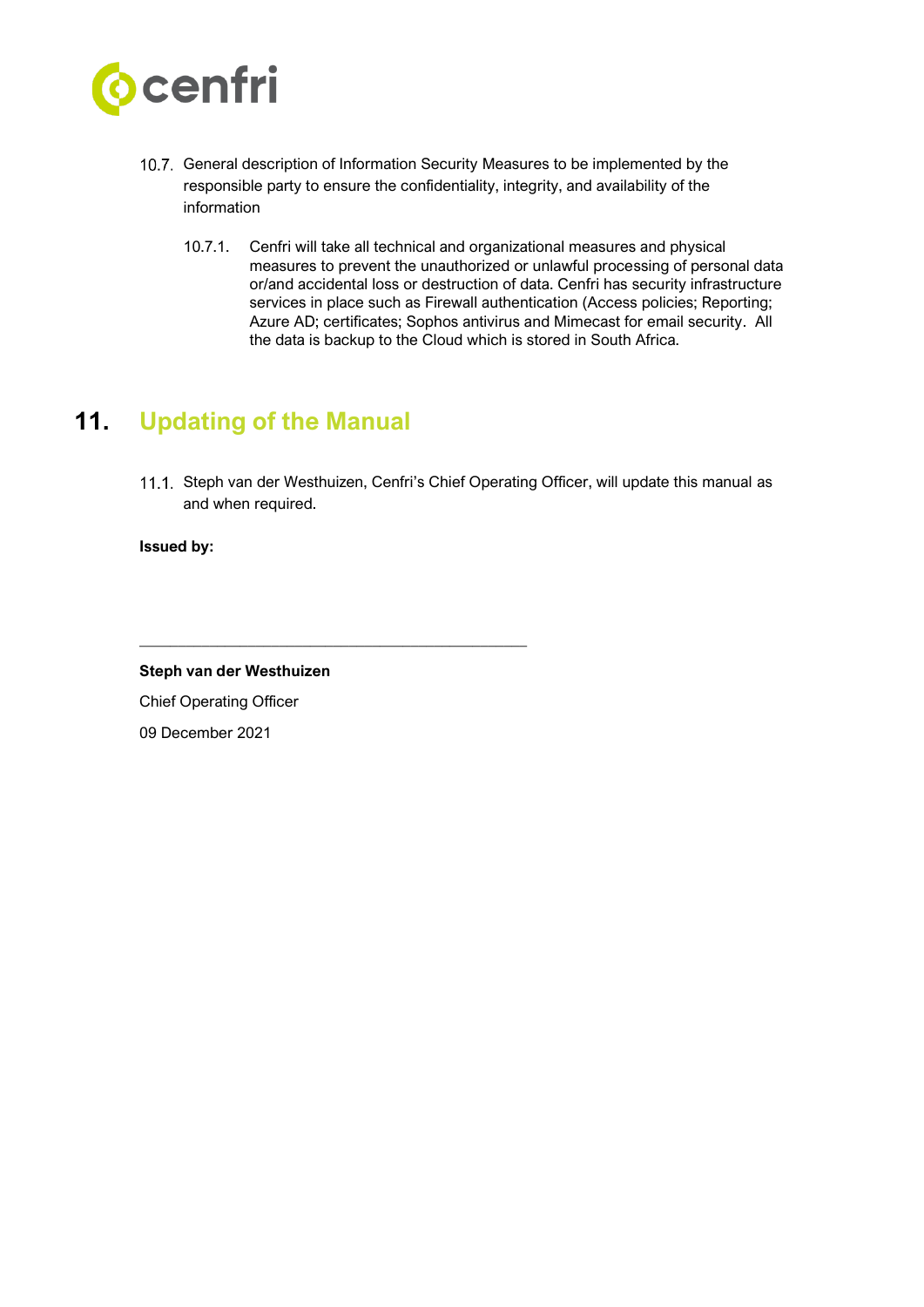10.7. General description of Information Security Measures to be implemented by the responsible party to ensure the confidentiality, integrity, and availability of the information

10.7.1. Cenfri will take all technical and organizational measures and physical measures to prevent the unauthorized or unlawful processing of personal data or/and accidental loss or destruction of data. Cenfri has security infrastructure services in place such as Firewall authentication (Access policies; Reporting; Azure AD; certificates; Sophos antivirus and Mimecast for email security. All the data is backup to the Cloud which is stored in South Africa.

# 11. Updating of the Manual

11.1. Steph van der Westhuizen, Cenfri's Chief Operating Officer, will update this manual as and when required.

**Issued by:**

\_\_\_\_\_\_\_\_\_\_\_\_\_\_\_\_\_\_\_\_\_\_\_\_\_\_\_\_\_\_\_\_\_\_\_\_\_\_\_\_

**Steph van der Westhuizen**

Chief Operating Officer

09 December 2021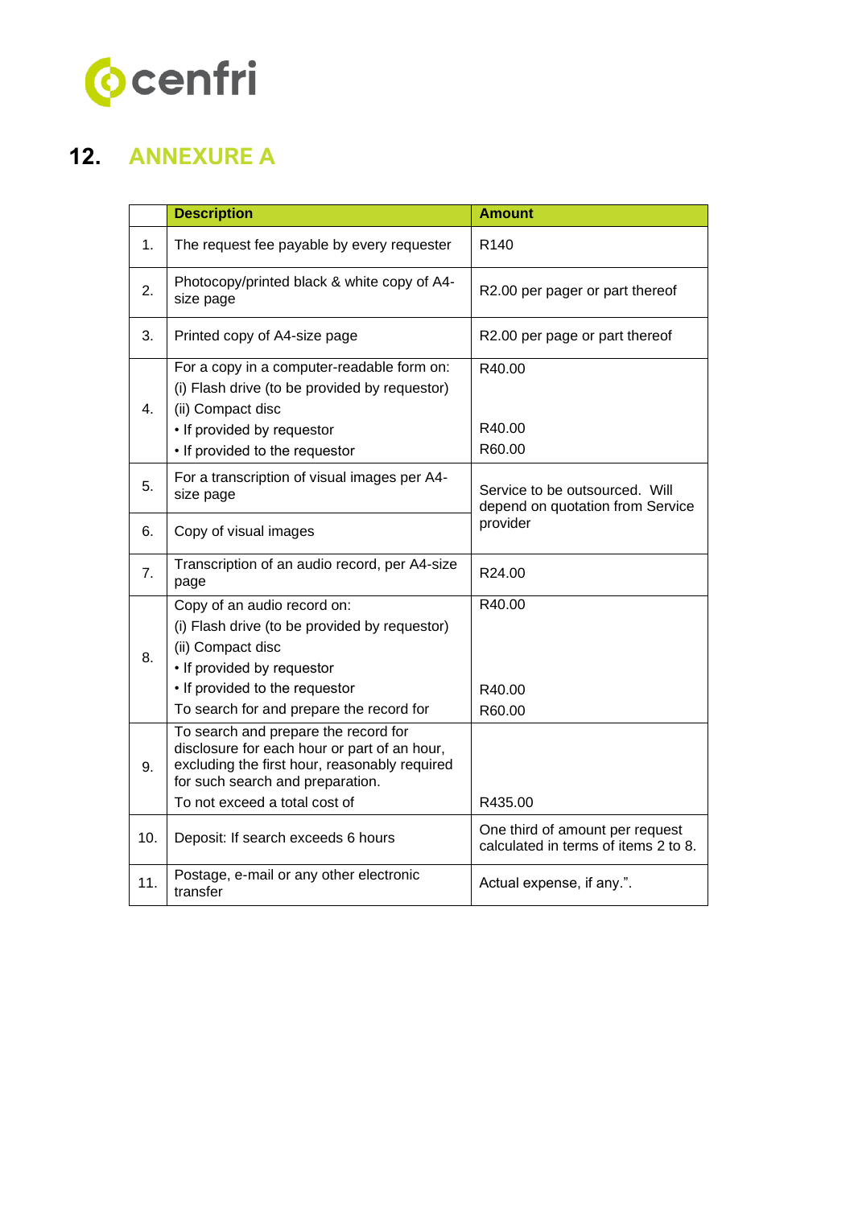## 12. ANNEXURE A

| | Description | Amount |
|---|---|---|
| 1. | The request fee payable by every requester | R140 |
| 2. | Photocopy/printed black & white copy of A4-size page | R2.00 per pager or part thereof |
| 3. | Printed copy of A4-size page | R2.00 per page or part thereof |
| 4. | For a copy in a computer-readable form on:<br>(i) Flash drive (to be provided by requestor)<br>(ii) Compact disc<br>• If provided by requestor<br>• If provided to the requestor | R40.00<br><br><br>R40.00<br>R60.00 |
| 5. | For a transcription of visual images per A4-size page | Service to be outsourced. Will depend on quotation from Service provider |
| 6. | Copy of visual images | |
| 7. | Transcription of an audio record, per A4-size page | R24.00 |
| 8. | Copy of an audio record on:<br>(i) Flash drive (to be provided by requestor)<br>(ii) Compact disc<br>• If provided by requestor<br>• If provided to the requestor<br>To search for and prepare the record for | R40.00<br><br><br><br>R40.00<br>R60.00 |
| 9. | To search and prepare the record for disclosure for each hour or part of an hour, excluding the first hour, reasonably required for such search and preparation.<br>To not exceed a total cost of | <br><br><br><br>R435.00 |
| 10. | Deposit: If search exceeds 6 hours | One third of amount per request calculated in terms of items 2 to 8. |
| 11. | Postage, e-mail or any other electronic transfer | Actual expense, if any.". |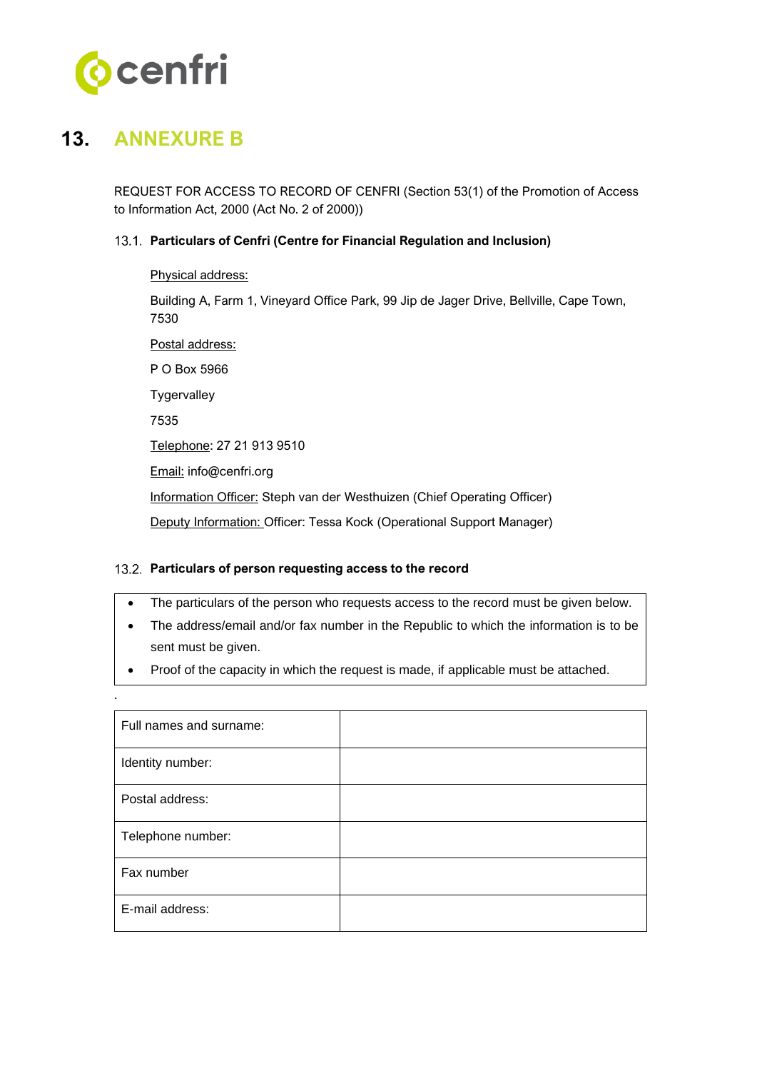# 13. ANNEXURE B

REQUEST FOR ACCESS TO RECORD OF CENFRI (Section 53(1) of the Promotion of Access to Information Act, 2000 (Act No. 2 of 2000))

### 13.1. Particulars of Cenfri (Centre for Financial Regulation and Inclusion)

Physical address:

Building A, Farm 1, Vineyard Office Park, 99 Jip de Jager Drive, Bellville, Cape Town, 7530

Postal address:

P O Box 5966

Tygervalley

7535

Telephone: 27 21 913 9510

Email: info@cenfri.org

Information Officer: Steph van der Westhuizen (Chief Operating Officer)

Deputy Information: Officer: Tessa Kock (Operational Support Manager)

### 13.2. Particulars of person requesting access to the record

- The particulars of the person who requests access to the record must be given below.
- The address/email and/or fax number in the Republic to which the information is to be sent must be given.
- Proof of the capacity in which the request is made, if applicable must be attached.

.

| Full names and surname: | |
|---|---|
| Identity number: | |
| Postal address: | |
| Telephone number: | |
| Fax number | |
| E-mail address: | |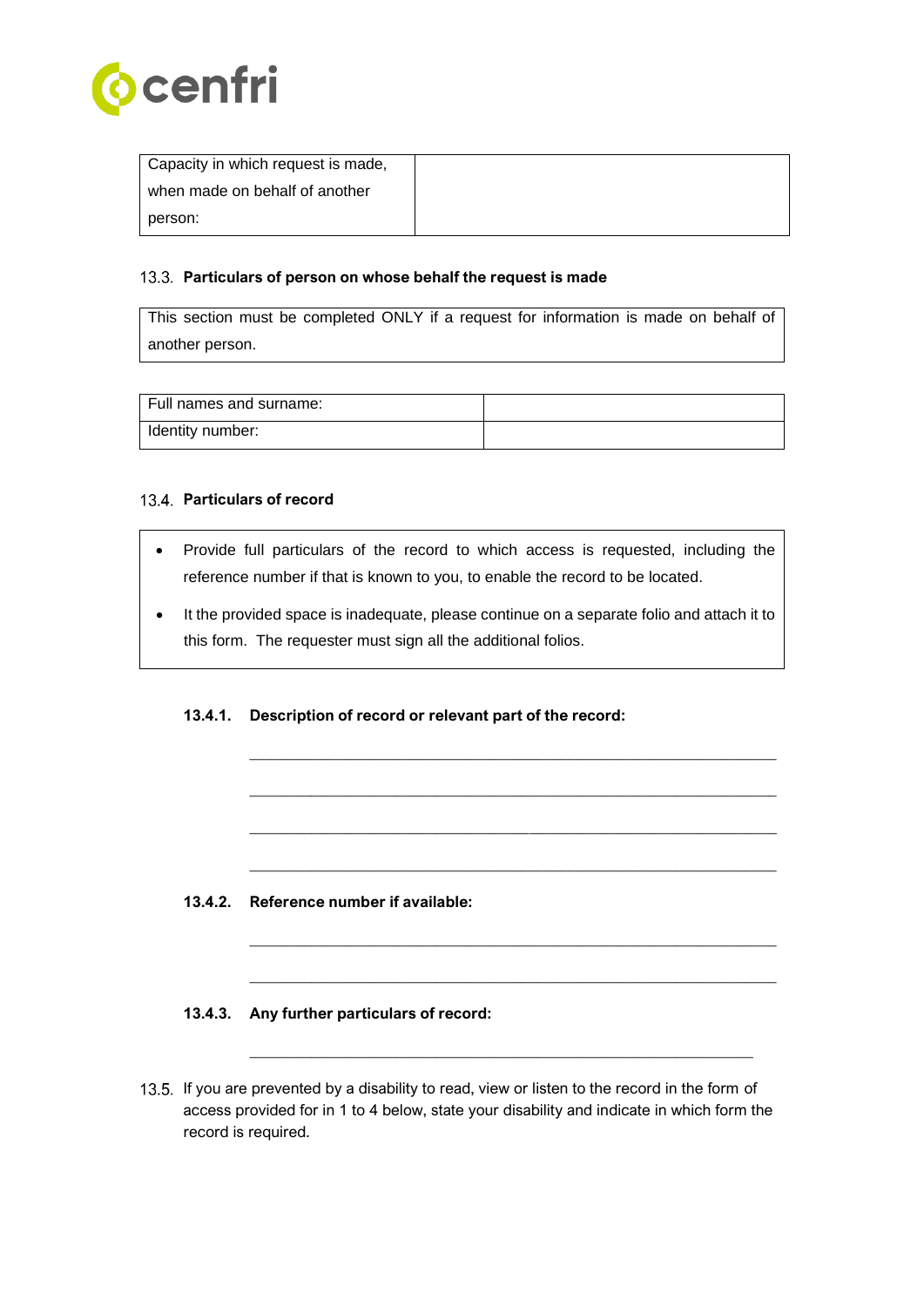| Capacity in which request is made, when made on behalf of another person: | |
|---|---|

### 13.3. Particulars of person on whose behalf the request is made

| This section must be completed ONLY if a request for information is made on behalf of another person. |
|---|

| Full names and surname: | |
|---|---|
| Identity number: | |

### 13.4. Particulars of record

- Provide full particulars of the record to which access is requested, including the reference number if that is known to you, to enable the record to be located.
- It the provided space is inadequate, please continue on a separate folio and attach it to this form. The requester must sign all the additional folios.

**13.4.1. Description of record or relevant part of the record:**

_______________________________________________________________

_______________________________________________________________

_______________________________________________________________

_______________________________________________________________

**13.4.2. Reference number if available:**

_______________________________________________________________

_______________________________________________________________

**13.4.3. Any further particulars of record:**

_______________________________________________________________

13.5. If you are prevented by a disability to read, view or listen to the record in the form of access provided for in 1 to 4 below, state your disability and indicate in which form the record is required.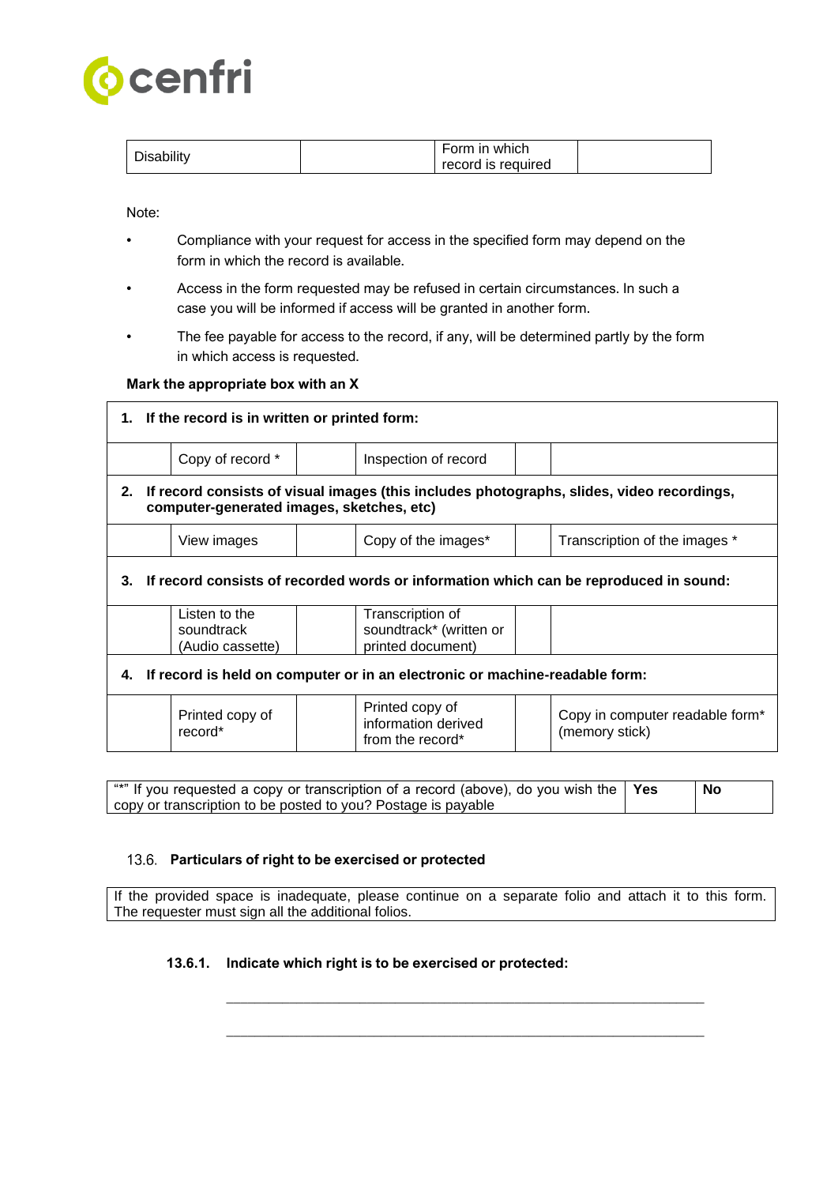| Disability | | Form in which record is required | |
|---|---|---|---|

Note:

- Compliance with your request for access in the specified form may depend on the form in which the record is available.
- Access in the form requested may be refused in certain circumstances. In such a case you will be informed if access will be granted in another form.
- The fee payable for access to the record, if any, will be determined partly by the form in which access is requested.

**Mark the appropriate box with an X**

| | | | | | |
|---|---|---|---|---|---|
| **1. If the record is in written or printed form:** | | | | | |
| | Copy of record * | | Inspection of record | | |
| **2. If record consists of visual images (this includes photographs, slides, video recordings, computer-generated images, sketches, etc)** | | | | | |
| | View images | | Copy of the images* | | Transcription of the images * |
| **3. If record consists of recorded words or information which can be reproduced in sound:** | | | | | |
| | Listen to the soundtrack (Audio cassette) | | Transcription of soundtrack* (written or printed document) | | |
| **4. If record is held on computer or in an electronic or machine-readable form:** | | | | | |
| | Printed copy of record* | | Printed copy of information derived from the record* | | Copy in computer readable form* (memory stick) |

| "*" If you requested a copy or transcription of a record (above), do you wish the copy or transcription to be posted to you? Postage is payable | **Yes** | **No** |
|---|---|---|

### 13.6. **Particulars of right to be exercised or protected**

| If the provided space is inadequate, please continue on a separate folio and attach it to this form. The requester must sign all the additional folios. |
|---|

#### **13.6.1. Indicate which right is to be exercised or protected:**

\_\_\_\_\_\_\_\_\_\_\_\_\_\_\_\_\_\_\_\_\_\_\_\_\_\_\_\_\_\_\_\_\_\_\_\_\_\_\_\_\_\_\_\_\_\_\_\_\_\_\_\_\_\_\_\_\_\_\_\_

\_\_\_\_\_\_\_\_\_\_\_\_\_\_\_\_\_\_\_\_\_\_\_\_\_\_\_\_\_\_\_\_\_\_\_\_\_\_\_\_\_\_\_\_\_\_\_\_\_\_\_\_\_\_\_\_\_\_\_\_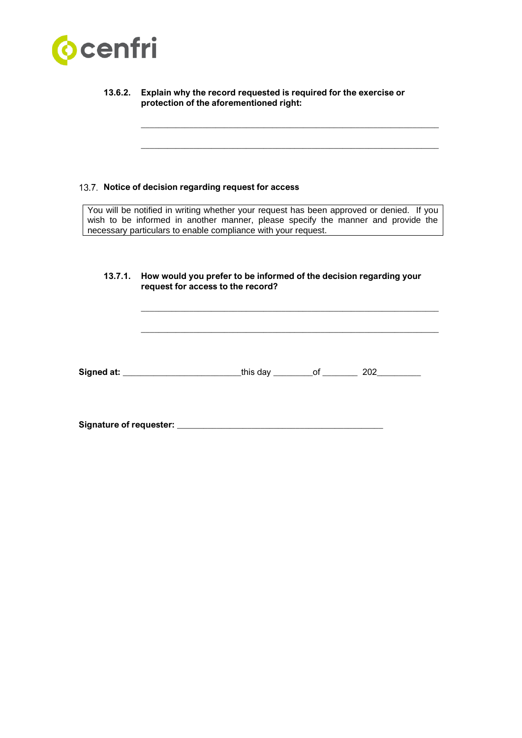**13.6.2. Explain why the record requested is required for the exercise or protection of the aforementioned right:**

_______________________________________________________________

_______________________________________________________________

**13.7. Notice of decision regarding request for access**

| |
|---|
| You will be notified in writing whether your request has been approved or denied. If you wish to be informed in another manner, please specify the manner and provide the necessary particulars to enable compliance with your request. |

**13.7.1. How would you prefer to be informed of the decision regarding your request for access to the record?**

_______________________________________________________________

_______________________________________________________________

**Signed at:** ________________________ this day ________ of ________ 202_________

**Signature of requester:** ____________________________________________